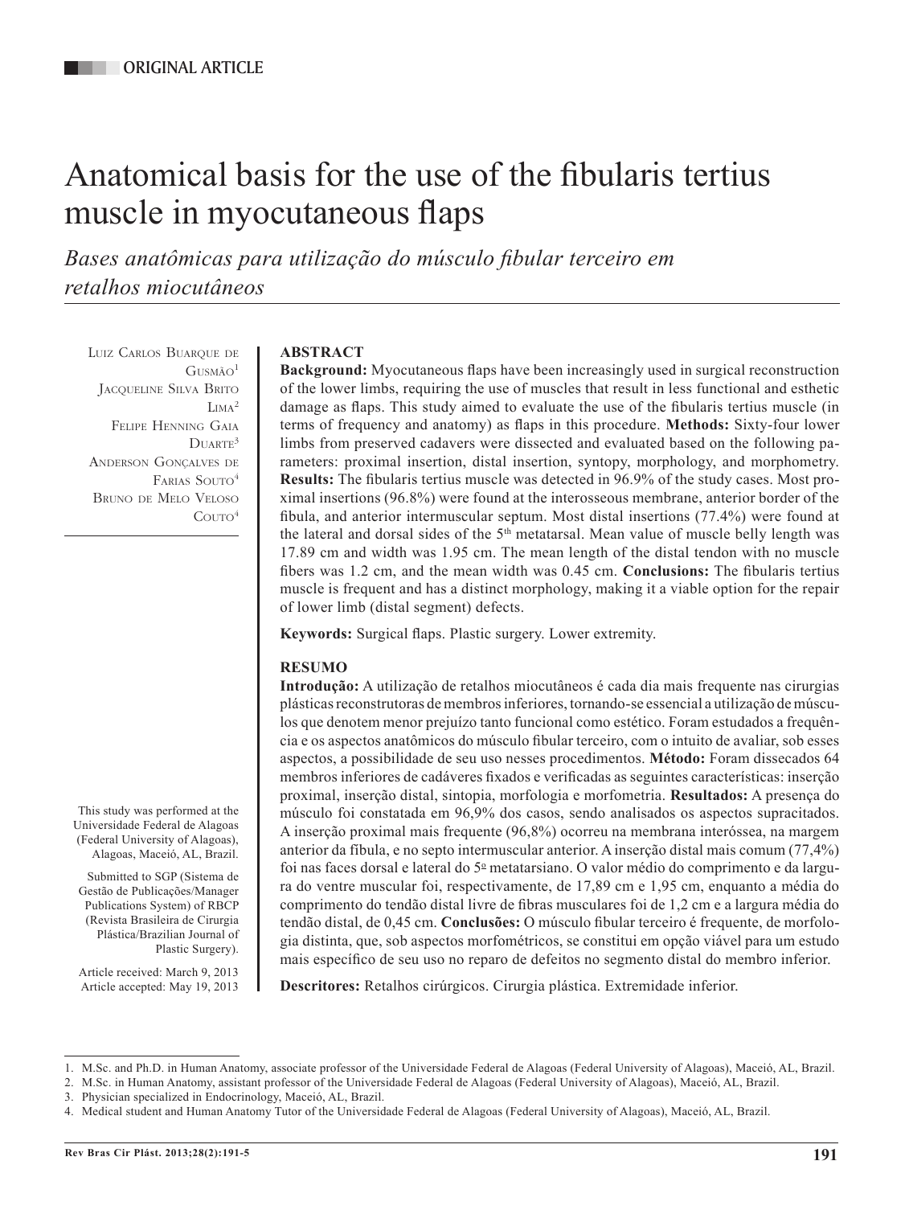ORIGINAL ARTICLE

# Anatomical basis for the use of the fibularis tertius muscle in myocutaneous flaps

*Bases anatômicas para utilização do músculo fibular terceiro em retalhos miocutâneos*

Luiz Carlos Buarque de Gusmão[1]
Jacqueline Silva Brito Lima[2]
Felipe Henning Gaia Duarte[3]
Anderson Gonçalves de Farias Souto[4]
Bruno de Melo Veloso Couto[4]

This study was performed at the Universidade Federal de Alagoas (Federal University of Alagoas), Alagoas, Maceió, AL, Brazil.

Submitted to SGP (Sistema de Gestão de Publicações/Manager Publications System) of RBCP (Revista Brasileira de Cirurgia Plástica/Brazilian Journal of Plastic Surgery).

Article received: March 9, 2013
Article accepted: May 19, 2013

## ABSTRACT

**Background:** Myocutaneous flaps have been increasingly used in surgical reconstruction of the lower limbs, requiring the use of muscles that result in less functional and esthetic damage as flaps. This study aimed to evaluate the use of the fibularis tertius muscle (in terms of frequency and anatomy) as flaps in this procedure. **Methods:** Sixty-four lower limbs from preserved cadavers were dissected and evaluated based on the following parameters: proximal insertion, distal insertion, syntopy, morphology, and morphometry. **Results:** The fibularis tertius muscle was detected in 96.9% of the study cases. Most proximal insertions (96.8%) were found at the interosseous membrane, anterior border of the fibula, and anterior intermuscular septum. Most distal insertions (77.4%) were found at the lateral and dorsal sides of the 5th metatarsal. Mean value of muscle belly length was 17.89 cm and width was 1.95 cm. The mean length of the distal tendon with no muscle fibers was 1.2 cm, and the mean width was 0.45 cm. **Conclusions:** The fibularis tertius muscle is frequent and has a distinct morphology, making it a viable option for the repair of lower limb (distal segment) defects.

**Keywords:** Surgical flaps. Plastic surgery. Lower extremity.

## RESUMO

**Introdução:** A utilização de retalhos miocutâneos é cada dia mais frequente nas cirurgias plásticas reconstrutoras de membros inferiores, tornando-se essencial a utilização de músculos que denotem menor prejuízo tanto funcional como estético. Foram estudados a frequência e os aspectos anatômicos do músculo fibular terceiro, com o intuito de avaliar, sob esses aspectos, a possibilidade de seu uso nesses procedimentos. **Método:** Foram dissecados 64 membros inferiores de cadáveres fixados e verificadas as seguintes características: inserção proximal, inserção distal, sintopia, morfologia e morfometria. **Resultados:** A presença do músculo foi constatada em 96,9% dos casos, sendo analisados os aspectos supracitados. A inserção proximal mais frequente (96,8%) ocorreu na membrana interóssea, na margem anterior da fíbula, e no septo intermuscular anterior. A inserção distal mais comum (77,4%) foi nas faces dorsal e lateral do 5º metatarsiano. O valor médio do comprimento e da largura do ventre muscular foi, respectivamente, de 17,89 cm e 1,95 cm, enquanto a média do comprimento do tendão livre de fibras musculares foi de 1,2 cm e a largura média do tendão distal, de 0,45 cm. **Conclusões:** O músculo fibular terceiro é frequente, de morfologia distinta, que, sob aspectos morfométricos, se constitui em opção viável para um estudo mais específico de seu uso no reparo de defeitos no segmento distal do membro inferior.

**Descritores:** Retalhos cirúrgicos. Cirurgia plástica. Extremidade inferior.

---

1. M.Sc. and Ph.D. in Human Anatomy, associate professor of the Universidade Federal de Alagoas (Federal University of Alagoas), Maceió, AL, Brazil.
2. M.Sc. in Human Anatomy, assistant professor of the Universidade Federal de Alagoas (Federal University of Alagoas), Maceió, AL, Brazil.
3. Physician specialized in Endocrinology, Maceió, AL, Brazil.
4. Medical student and Human Anatomy Tutor of the Universidade Federal de Alagoas (Federal University of Alagoas), Maceió, AL, Brazil.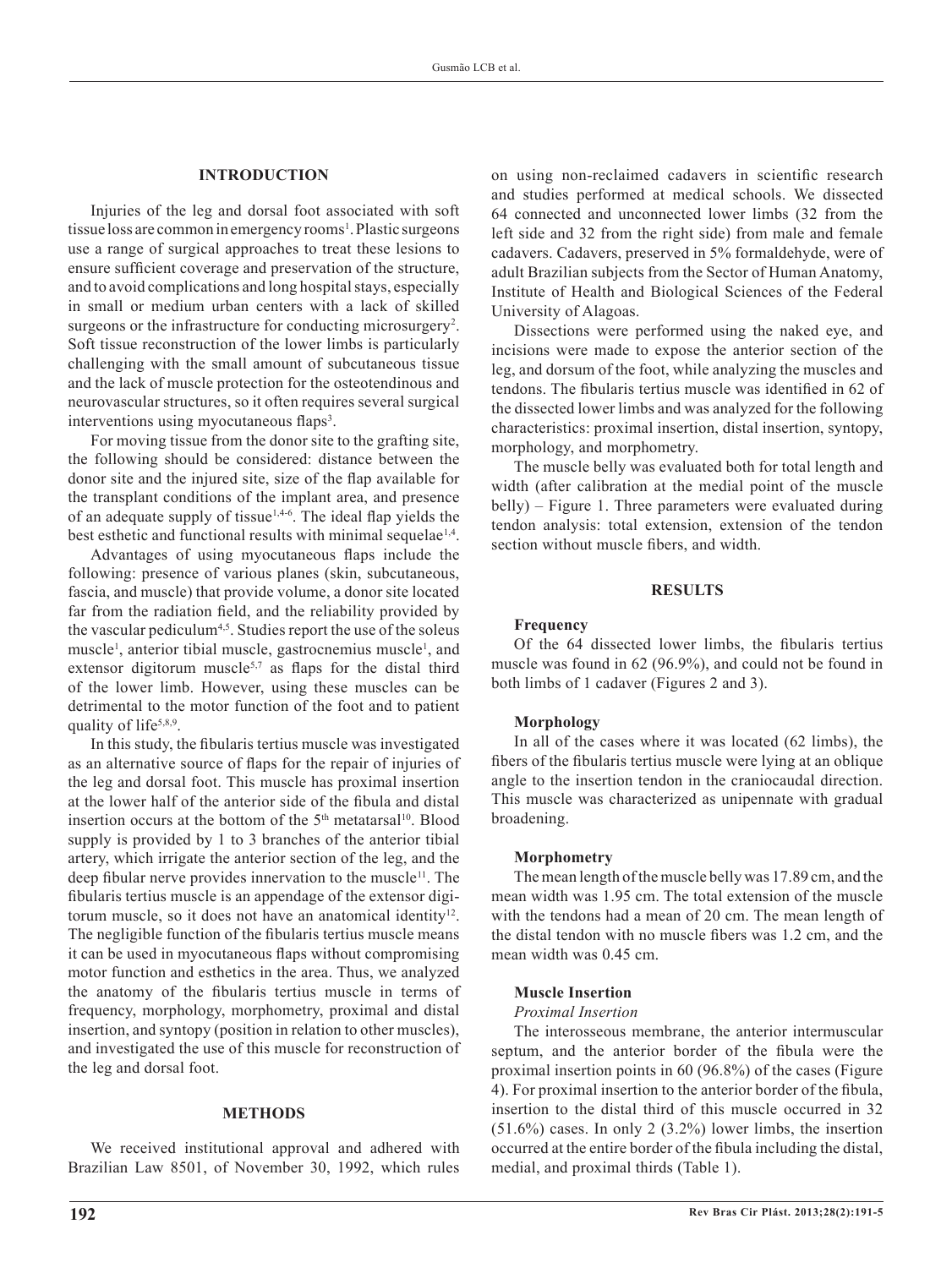## INTRODUCTION

Injuries of the leg and dorsal foot associated with soft tissue loss are common in emergency rooms[1]. Plastic surgeons use a range of surgical approaches to treat these lesions to ensure sufficient coverage and preservation of the structure, and to avoid complications and long hospital stays, especially in small or medium urban centers with a lack of skilled surgeons or the infrastructure for conducting microsurgery[2]. Soft tissue reconstruction of the lower limbs is particularly challenging with the small amount of subcutaneous tissue and the lack of muscle protection for the osteotendinous and neurovascular structures, so it often requires several surgical interventions using myocutaneous flaps[3].

For moving tissue from the donor site to the grafting site, the following should be considered: distance between the donor site and the injured site, size of the flap available for the transplant conditions of the implant area, and presence of an adequate supply of tissue[1,4-6]. The ideal flap yields the best esthetic and functional results with minimal sequelae[1,4].

Advantages of using myocutaneous flaps include the following: presence of various planes (skin, subcutaneous, fascia, and muscle) that provide volume, a donor site located far from the radiation field, and the reliability provided by the vascular pediculum[4,5]. Studies report the use of the soleus muscle[1], anterior tibial muscle, gastrocnemius muscle[1], and extensor digitorum muscle[5,7] as flaps for the distal third of the lower limb. However, using these muscles can be detrimental to the motor function of the foot and to patient quality of life[5,8,9].

In this study, the fibularis tertius muscle was investigated as an alternative source of flaps for the repair of injuries of the leg and dorsal foot. This muscle has proximal insertion at the lower half of the anterior side of the fibula and distal insertion occurs at the bottom of the 5th metatarsal[10]. Blood supply is provided by 1 to 3 branches of the anterior tibial artery, which irrigate the anterior section of the leg, and the deep fibular nerve provides innervation to the muscle[11]. The fibularis tertius muscle is an appendage of the extensor digitorum muscle, so it does not have an anatomical identity[12]. The negligible function of the fibularis tertius muscle means it can be used in myocutaneous flaps without compromising motor function and esthetics in the area. Thus, we analyzed the anatomy of the fibularis tertius muscle in terms of frequency, morphology, morphometry, proximal and distal insertion, and syntopy (position in relation to other muscles), and investigated the use of this muscle for reconstruction of the leg and dorsal foot.

## METHODS

We received institutional approval and adhered with Brazilian Law 8501, of November 30, 1992, which rules on using non-reclaimed cadavers in scientific research and studies performed at medical schools. We dissected 64 connected and unconnected lower limbs (32 from the left side and 32 from the right side) from male and female cadavers. Cadavers, preserved in 5% formaldehyde, were of adult Brazilian subjects from the Sector of Human Anatomy, Institute of Health and Biological Sciences of the Federal University of Alagoas.

Dissections were performed using the naked eye, and incisions were made to expose the anterior section of the leg, and dorsum of the foot, while analyzing the muscles and tendons. The fibularis tertius muscle was identified in 62 of the dissected lower limbs and was analyzed for the following characteristics: proximal insertion, distal insertion, syntopy, morphology, and morphometry.

The muscle belly was evaluated both for total length and width (after calibration at the medial point of the muscle belly) – Figure 1. Three parameters were evaluated during tendon analysis: total extension, extension of the tendon section without muscle fibers, and width.

## RESULTS

### Frequency

Of the 64 dissected lower limbs, the fibularis tertius muscle was found in 62 (96.9%), and could not be found in both limbs of 1 cadaver (Figures 2 and 3).

### Morphology

In all of the cases where it was located (62 limbs), the fibers of the fibularis tertius muscle were lying at an oblique angle to the insertion tendon in the craniocaudal direction. This muscle was characterized as unipennate with gradual broadening.

### Morphometry

The mean length of the muscle belly was 17.89 cm, and the mean width was 1.95 cm. The total extension of the muscle with the tendons had a mean of 20 cm. The mean length of the distal tendon with no muscle fibers was 1.2 cm, and the mean width was 0.45 cm.

### Muscle Insertion

*Proximal Insertion*

The interosseous membrane, the anterior intermuscular septum, and the anterior border of the fibula were the proximal insertion points in 60 (96.8%) of the cases (Figure 4). For proximal insertion to the anterior border of the fibula, insertion to the distal third of this muscle occurred in 32 (51.6%) cases. In only 2 (3.2%) lower limbs, the insertion occurred at the entire border of the fibula including the distal, medial, and proximal thirds (Table 1).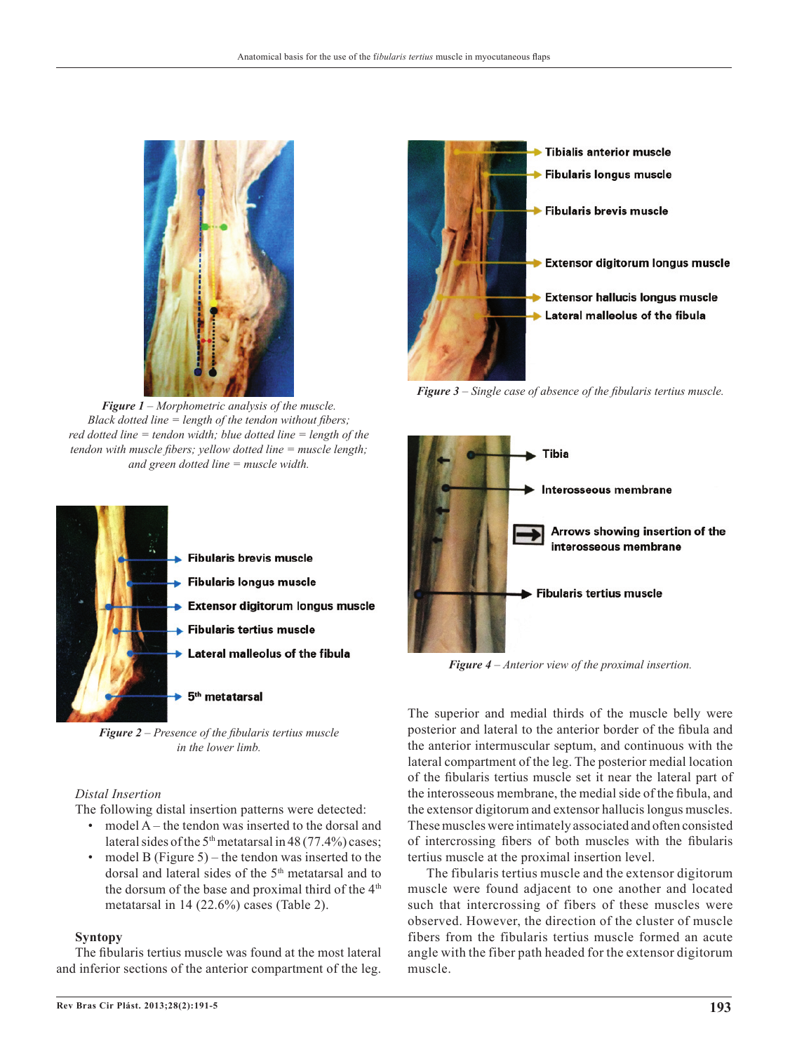*Figure 1* – *Morphometric analysis of the muscle. Black dotted line = length of the tendon without fibers; red dotted line = tendon width; blue dotted line = length of the tendon with muscle fibers; yellow dotted line = muscle length; and green dotted line = muscle width.*

*Figure 2* – *Presence of the fibularis tertius muscle in the lower limb.*

*Distal Insertion*

The following distal insertion patterns were detected:

- model A – the tendon was inserted to the dorsal and lateral sides of the 5th metatarsal in 48 (77.4%) cases;
- model B (Figure 5) – the tendon was inserted to the dorsal and lateral sides of the 5th metatarsal and to the dorsum of the base and proximal third of the 4th metatarsal in 14 (22.6%) cases (Table 2).

**Syntopy**

The fibularis tertius muscle was found at the most lateral and inferior sections of the anterior compartment of the leg.

*Figure 3* – *Single case of absence of the fibularis tertius muscle.*

*Figure 4* – *Anterior view of the proximal insertion.*

The superior and medial thirds of the muscle belly were posterior and lateral to the anterior border of the fibula and the anterior intermuscular septum, and continuous with the lateral compartment of the leg. The posterior medial location of the fibularis tertius muscle set it near the lateral part of the interosseous membrane, the medial side of the fibula, and the extensor digitorum and extensor hallucis longus muscles. These muscles were intimately associated and often consisted of intercrossing fibers of both muscles with the fibularis tertius muscle at the proximal insertion level.

The fibularis tertius muscle and the extensor digitorum muscle were found adjacent to one another and located such that intercrossing of fibers of these muscles were observed. However, the direction of the cluster of muscle fibers from the fibularis tertius muscle formed an acute angle with the fiber path headed for the extensor digitorum muscle.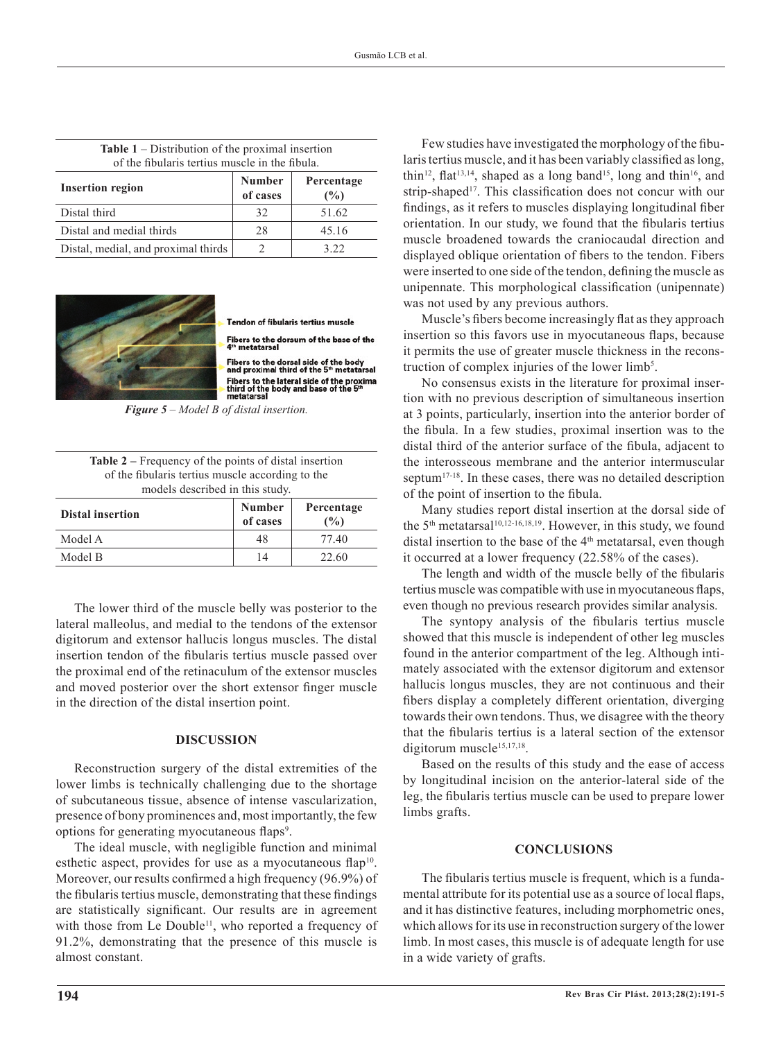**Table 1** – Distribution of the proximal insertion of the fibularis tertius muscle in the fibula.

| Insertion region | Number of cases | Percentage (%) |
| --- | --- | --- |
| Distal third | 32 | 51.62 |
| Distal and medial thirds | 28 | 45.16 |
| Distal, medial, and proximal thirds | 2 | 3.22 |

Tendon of fibularis tertius muscle

Fibers to the dorsum of the base of the 4th metatarsal

Fibers to the dorsal side of the body and proximal third of the 5th metatarsal

Fibers to the lateral side of the proxima third of the body and base of the 5th metatarsal

*Figure 5 – Model B of distal insertion.*

**Table 2 –** Frequency of the points of distal insertion of the fibularis tertius muscle according to the models described in this study.

| Distal insertion | Number of cases | Percentage (%) |
| --- | --- | --- |
| Model A | 48 | 77.40 |
| Model B | 14 | 22.60 |

The lower third of the muscle belly was posterior to the lateral malleolus, and medial to the tendons of the extensor digitorum and extensor hallucis longus muscles. The distal insertion tendon of the fibularis tertius muscle passed over the proximal end of the retinaculum of the extensor muscles and moved posterior over the short extensor finger muscle in the direction of the distal insertion point.

## DISCUSSION

Reconstruction surgery of the distal extremities of the lower limbs is technically challenging due to the shortage of subcutaneous tissue, absence of intense vascularization, presence of bony prominences and, most importantly, the few options for generating myocutaneous flaps[9].

The ideal muscle, with negligible function and minimal esthetic aspect, provides for use as a myocutaneous flap[10]. Moreover, our results confirmed a high frequency (96.9%) of the fibularis tertius muscle, demonstrating that these findings are statistically significant. Our results are in agreement with those from Le Double[11], who reported a frequency of 91.2%, demonstrating that the presence of this muscle is almost constant.

Few studies have investigated the morphology of the fibularis tertius muscle, and it has been variably classified as long, thin[12], flat[13,14], shaped as a long band[15], long and thin[16], and strip-shaped[17]. This classification does not concur with our findings, as it refers to muscles displaying longitudinal fiber orientation. In our study, we found that the fibularis tertius muscle broadened towards the craniocaudal direction and displayed oblique orientation of fibers to the tendon. Fibers were inserted to one side of the tendon, defining the muscle as unipennate. This morphological classification (unipennate) was not used by any previous authors.

Muscle's fibers become increasingly flat as they approach insertion so this favors use in myocutaneous flaps, because it permits the use of greater muscle thickness in the reconstruction of complex injuries of the lower limb[5].

No consensus exists in the literature for proximal insertion with no previous description of simultaneous insertion at 3 points, particularly, insertion into the anterior border of the fibula. In a few studies, proximal insertion was to the distal third of the anterior surface of the fibula, adjacent to the interosseous membrane and the anterior intermuscular septum[17-18]. In these cases, there was no detailed description of the point of insertion to the fibula.

Many studies report distal insertion at the dorsal side of the 5th metatarsal[10,12-16,18,19]. However, in this study, we found distal insertion to the base of the 4th metatarsal, even though it occurred at a lower frequency (22.58% of the cases).

The length and width of the muscle belly of the fibularis tertius muscle was compatible with use in myocutaneous flaps, even though no previous research provides similar analysis.

The syntopy analysis of the fibularis tertius muscle showed that this muscle is independent of other leg muscles found in the anterior compartment of the leg. Although intimately associated with the extensor digitorum and extensor hallucis longus muscles, they are not continuous and their fibers display a completely different orientation, diverging towards their own tendons. Thus, we disagree with the theory that the fibularis tertius is a lateral section of the extensor digitorum muscle[15,17,18].

Based on the results of this study and the ease of access by longitudinal incision on the anterior-lateral side of the leg, the fibularis tertius muscle can be used to prepare lower limbs grafts.

## CONCLUSIONS

The fibularis tertius muscle is frequent, which is a fundamental attribute for its potential use as a source of local flaps, and it has distinctive features, including morphometric ones, which allows for its use in reconstruction surgery of the lower limb. In most cases, this muscle is of adequate length for use in a wide variety of grafts.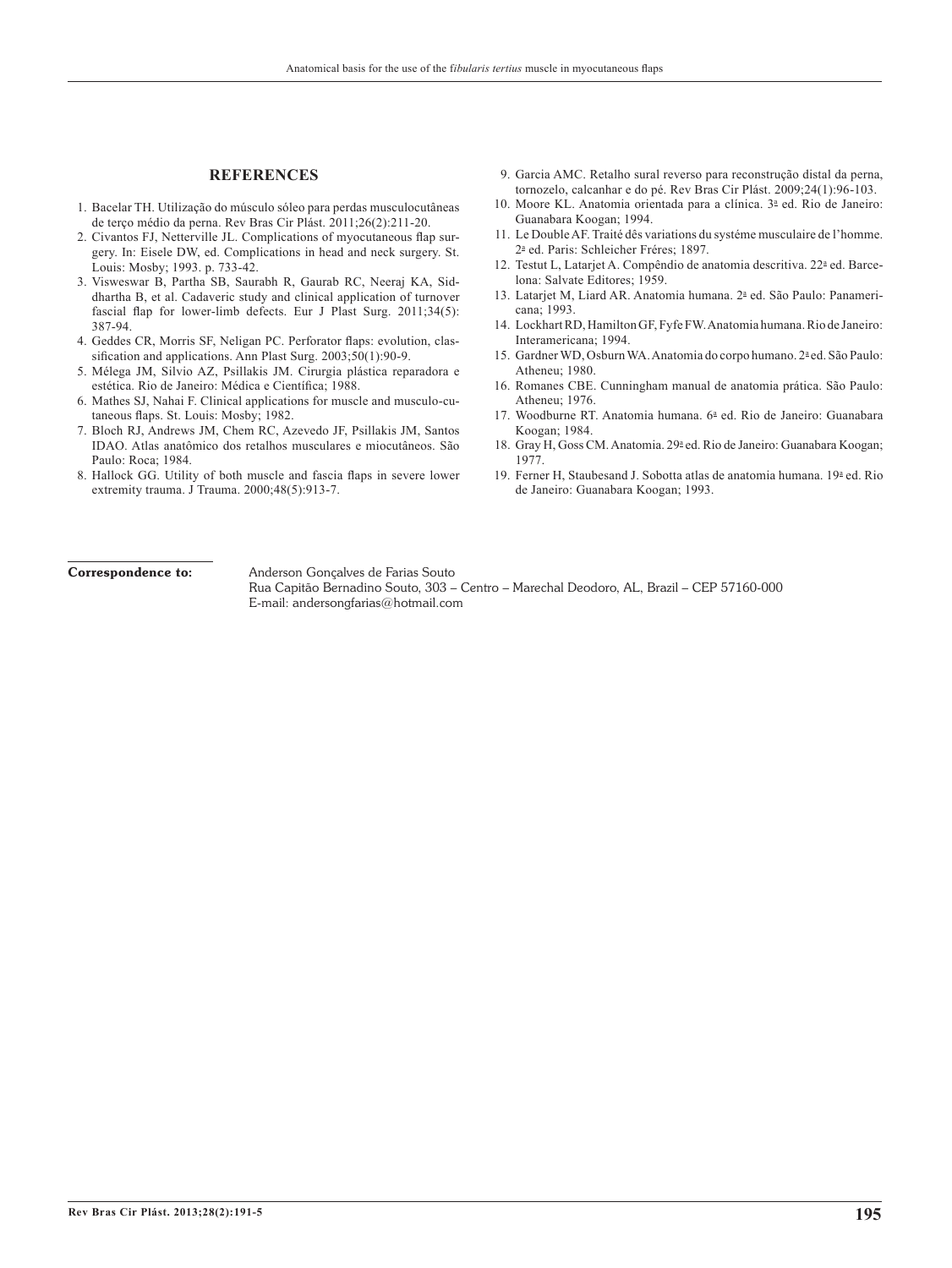## REFERENCES

1. Bacelar TH. Utilização do músculo sóleo para perdas musculocutâneas de terço médio da perna. Rev Bras Cir Plást. 2011;26(2):211-20.
2. Civantos FJ, Netterville JL. Complications of myocutaneous flap surgery. In: Eisele DW, ed. Complications in head and neck surgery. St. Louis: Mosby; 1993. p. 733-42.
3. Visweswar B, Partha SB, Saurabh R, Gaurab RC, Neeraj KA, Siddhartha B, et al. Cadaveric study and clinical application of turnover fascial flap for lower-limb defects. Eur J Plast Surg. 2011;34(5): 387-94.
4. Geddes CR, Morris SF, Neligan PC. Perforator flaps: evolution, classification and applications. Ann Plast Surg. 2003;50(1):90-9.
5. Mélega JM, Silvio AZ, Psillakis JM. Cirurgia plástica reparadora e estética. Rio de Janeiro: Médica e Científica; 1988.
6. Mathes SJ, Nahai F. Clinical applications for muscle and musculo-cutaneous flaps. St. Louis: Mosby; 1982.
7. Bloch RJ, Andrews JM, Chem RC, Azevedo JF, Psillakis JM, Santos IDAO. Atlas anatômico dos retalhos musculares e miocutâneos. São Paulo: Roca; 1984.
8. Hallock GG. Utility of both muscle and fascia flaps in severe lower extremity trauma. J Trauma. 2000;48(5):913-7.
9. Garcia AMC. Retalho sural reverso para reconstrução distal da perna, tornozelo, calcanhar e do pé. Rev Bras Cir Plást. 2009;24(1):96-103.
10. Moore KL. Anatomia orientada para a clínica. 3ª ed. Rio de Janeiro: Guanabara Koogan; 1994.
11. Le Double AF. Traité dês variations du systéme musculaire de l'homme. 2ª ed. Paris: Schleicher Fréres; 1897.
12. Testut L, Latarjet A. Compêndio de anatomia descritiva. 22ª ed. Barcelona: Salvate Editores; 1959.
13. Latarjet M, Liard AR. Anatomia humana. 2ª ed. São Paulo: Panamericana; 1993.
14. Lockhart RD, Hamilton GF, Fyfe FW. Anatomia humana. Rio de Janeiro: Interamericana; 1994.
15. Gardner WD, Osburn WA. Anatomia do corpo humano. 2ª ed. São Paulo: Atheneu; 1980.
16. Romanes CBE. Cunningham manual de anatomia prática. São Paulo: Atheneu; 1976.
17. Woodburne RT. Anatomia humana. 6ª ed. Rio de Janeiro: Guanabara Koogan; 1984.
18. Gray H, Goss CM. Anatomia. 29ª ed. Rio de Janeiro: Guanabara Koogan; 1977.
19. Ferner H, Staubesand J. Sobotta atlas de anatomia humana. 19ª ed. Rio de Janeiro: Guanabara Koogan; 1993.

**Correspondence to:** Anderson Gonçalves de Farias Souto
Rua Capitão Bernadino Souto, 303 – Centro – Marechal Deodoro, AL, Brazil – CEP 57160-000
E-mail: andersongfarias@hotmail.com